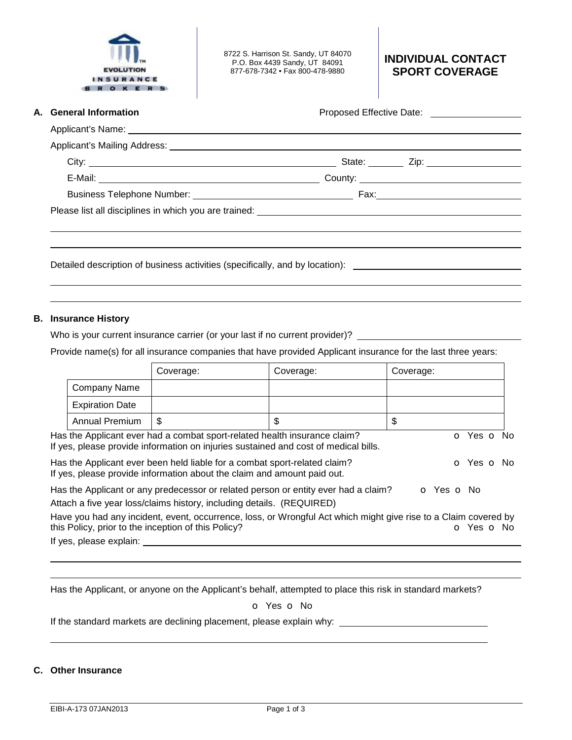EVOLUTION INSURANCE BROKERS

8722 S. Harrison St. Sandy, UT 84070
P.O. Box 4439 Sandy, UT 84091
877-678-7342 • Fax 800-478-9880

# INDIVIDUAL CONTACT SPORT COVERAGE

## A. General Information

Proposed Effective Date: ______________

Applicant's Name: ______________

Applicant's Mailing Address: ______________

City: ______________ State: ______ Zip: ______________

E-Mail: ______________ County: ______________

Business Telephone Number: ______________ Fax: ______________

Please list all disciplines in which you are trained: ______________

Detailed description of business activities (specifically, and by location): ______________

## B. Insurance History

Who is your current insurance carrier (or your last if no current provider)? ______________

Provide name(s) for all insurance companies that have provided Applicant insurance for the last three years:

| | Coverage: | Coverage: | Coverage: |
|---|---|---|---|
| Company Name | | | |
| Expiration Date | | | |
| Annual Premium | $ | $ | $ |

Has the Applicant ever had a combat sport-related health insurance claim? o Yes o No
If yes, please provide information on injuries sustained and cost of medical bills.

Has the Applicant ever been held liable for a combat sport-related claim? o Yes o No
If yes, please provide information about the claim and amount paid out.

Has the Applicant or any predecessor or related person or entity ever had a claim? o Yes o No
Attach a five year loss/claims history, including details. (REQUIRED)

Have you had any incident, event, occurrence, loss, or Wrongful Act which might give rise to a Claim covered by this Policy, prior to the inception of this Policy? o Yes o No

If yes, please explain: ______________

Has the Applicant, or anyone on the Applicant's behalf, attempted to place this risk in standard markets?

o Yes o No

If the standard markets are declining placement, please explain why: ______________

## C. Other Insurance

EIBI-A-173 07JAN2013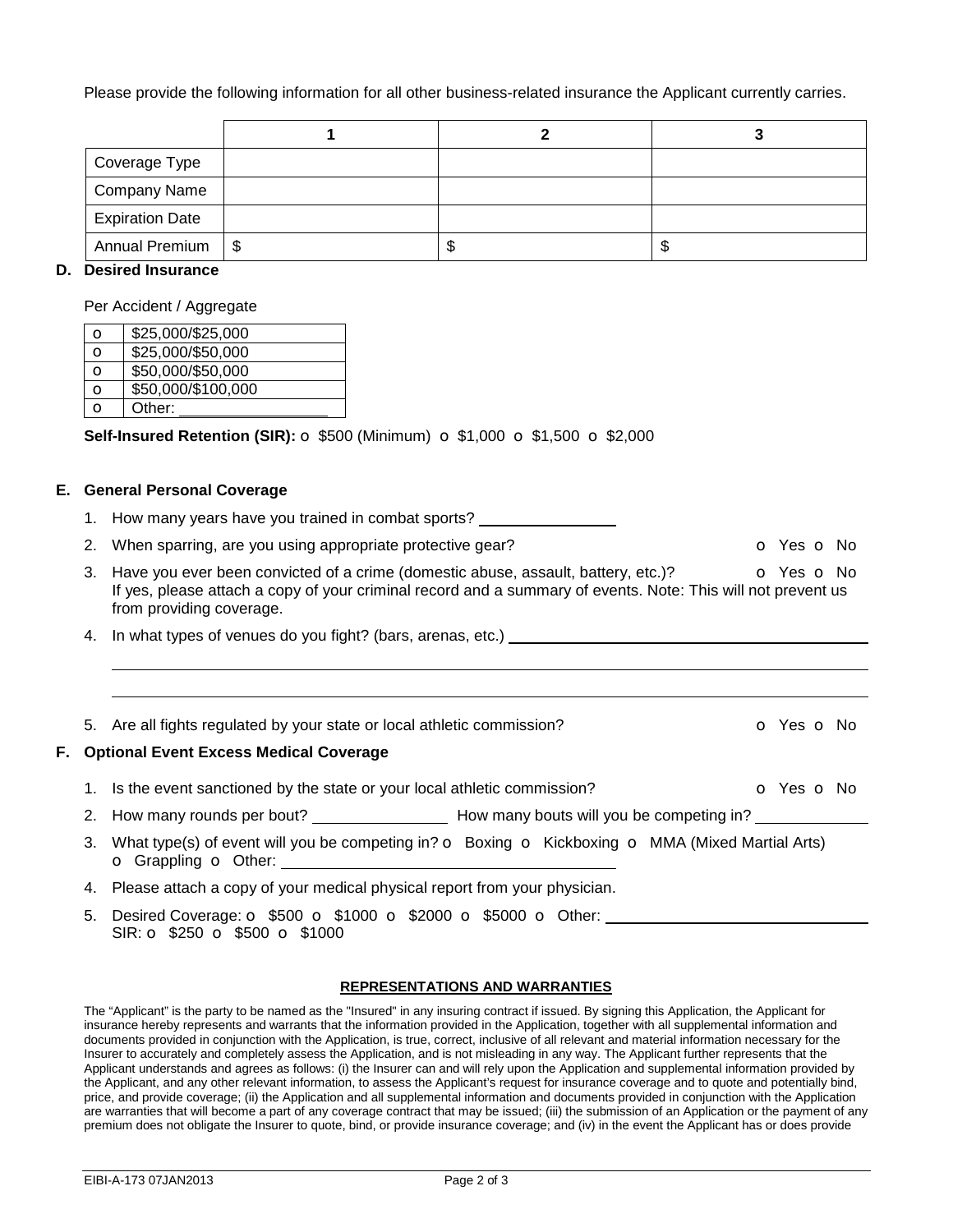Please provide the following information for all other business-related insurance the Applicant currently carries.

| | 1 | 2 | 3 |
|---|---|---|---|
| Coverage Type | | | |
| Company Name | | | |
| Expiration Date | | | |
| Annual Premium | $ | $ | $ |

**D. Desired Insurance**

Per Accident / Aggregate

| | |
|---|---|
| o | $25,000/$25,000 |
| o | $25,000/$50,000 |
| o | $50,000/$50,000 |
| o | $50,000/$100,000 |
| o | Other: _________________ |

**Self-Insured Retention (SIR):** o $500 (Minimum) o $1,000 o $1,500 o $2,000

**E. General Personal Coverage**

1. How many years have you trained in combat sports? ________________
2. When sparring, are you using appropriate protective gear? o Yes o No
3. Have you ever been convicted of a crime (domestic abuse, assault, battery, etc.)? o Yes o No
   If yes, please attach a copy of your criminal record and a summary of events. Note: This will not prevent us from providing coverage.
4. In what types of venues do you fight? (bars, arenas, etc.) ________________________________________

   ________________________________________________________________________________

   ________________________________________________________________________________
5. Are all fights regulated by your state or local athletic commission? o Yes o No

**F. Optional Event Excess Medical Coverage**

1. Is the event sanctioned by the state or your local athletic commission? o Yes o No
2. How many rounds per bout? ________________ How many bouts will you be competing in? _____________
3. What type(s) of event will you be competing in? o Boxing o Kickboxing o MMA (Mixed Martial Arts) o Grappling o Other: ________________________________________
4. Please attach a copy of your medical physical report from your physician.
5. Desired Coverage: o $500 o $1000 o $2000 o $5000 o Other: ______________________________
   SIR: o $250 o $500 o $1000

**REPRESENTATIONS AND WARRANTIES**

The "Applicant" is the party to be named as the "Insured" in any insuring contract if issued. By signing this Application, the Applicant for insurance hereby represents and warrants that the information provided in the Application, together with all supplemental information and documents provided in conjunction with the Application, is true, correct, inclusive of all relevant and material information necessary for the Insurer to accurately and completely assess the Application, and is not misleading in any way. The Applicant further represents that the Applicant understands and agrees as follows: (i) the Insurer can and will rely upon the Application and supplemental information provided by the Applicant, and any other relevant information, to assess the Applicant's request for insurance coverage and to quote and potentially bind, price, and provide coverage; (ii) the Application and all supplemental information and documents provided in conjunction with the Application are warranties that will become a part of any coverage contract that may be issued; (iii) the submission of an Application or the payment of any premium does not obligate the Insurer to quote, bind, or provide insurance coverage; and (iv) in the event the Applicant has or does provide

EIBI-A-173 07JAN2013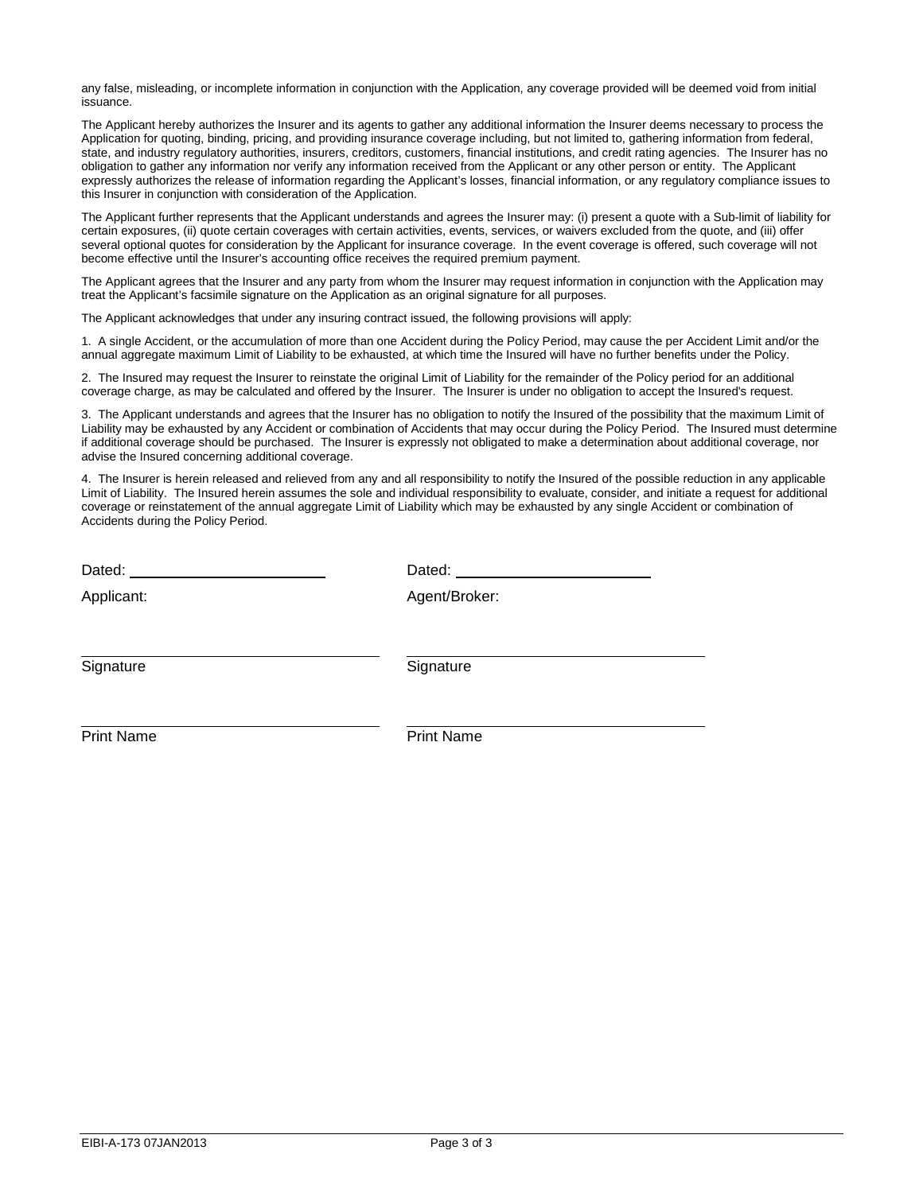any false, misleading, or incomplete information in conjunction with the Application, any coverage provided will be deemed void from initial issuance.

The Applicant hereby authorizes the Insurer and its agents to gather any additional information the Insurer deems necessary to process the Application for quoting, binding, pricing, and providing insurance coverage including, but not limited to, gathering information from federal, state, and industry regulatory authorities, insurers, creditors, customers, financial institutions, and credit rating agencies. The Insurer has no obligation to gather any information nor verify any information received from the Applicant or any other person or entity. The Applicant expressly authorizes the release of information regarding the Applicant's losses, financial information, or any regulatory compliance issues to this Insurer in conjunction with consideration of the Application.

The Applicant further represents that the Applicant understands and agrees the Insurer may: (i) present a quote with a Sub-limit of liability for certain exposures, (ii) quote certain coverages with certain activities, events, services, or waivers excluded from the quote, and (iii) offer several optional quotes for consideration by the Applicant for insurance coverage. In the event coverage is offered, such coverage will not become effective until the Insurer's accounting office receives the required premium payment.

The Applicant agrees that the Insurer and any party from whom the Insurer may request information in conjunction with the Application may treat the Applicant's facsimile signature on the Application as an original signature for all purposes.

The Applicant acknowledges that under any insuring contract issued, the following provisions will apply:

1. A single Accident, or the accumulation of more than one Accident during the Policy Period, may cause the per Accident Limit and/or the annual aggregate maximum Limit of Liability to be exhausted, at which time the Insured will have no further benefits under the Policy.

2. The Insured may request the Insurer to reinstate the original Limit of Liability for the remainder of the Policy period for an additional coverage charge, as may be calculated and offered by the Insurer. The Insurer is under no obligation to accept the Insured's request.

3. The Applicant understands and agrees that the Insurer has no obligation to notify the Insured of the possibility that the maximum Limit of Liability may be exhausted by any Accident or combination of Accidents that may occur during the Policy Period. The Insured must determine if additional coverage should be purchased. The Insurer is expressly not obligated to make a determination about additional coverage, nor advise the Insured concerning additional coverage.

4. The Insurer is herein released and relieved from any and all responsibility to notify the Insured of the possible reduction in any applicable Limit of Liability. The Insured herein assumes the sole and individual responsibility to evaluate, consider, and initiate a request for additional coverage or reinstatement of the annual aggregate Limit of Liability which may be exhausted by any single Accident or combination of Accidents during the Policy Period.

Dated: ______________________

Applicant:

______________________________
Signature

______________________________
Print Name

Dated: ______________________

Agent/Broker:

______________________________
Signature

______________________________
Print Name

EIBI-A-173 07JAN2013